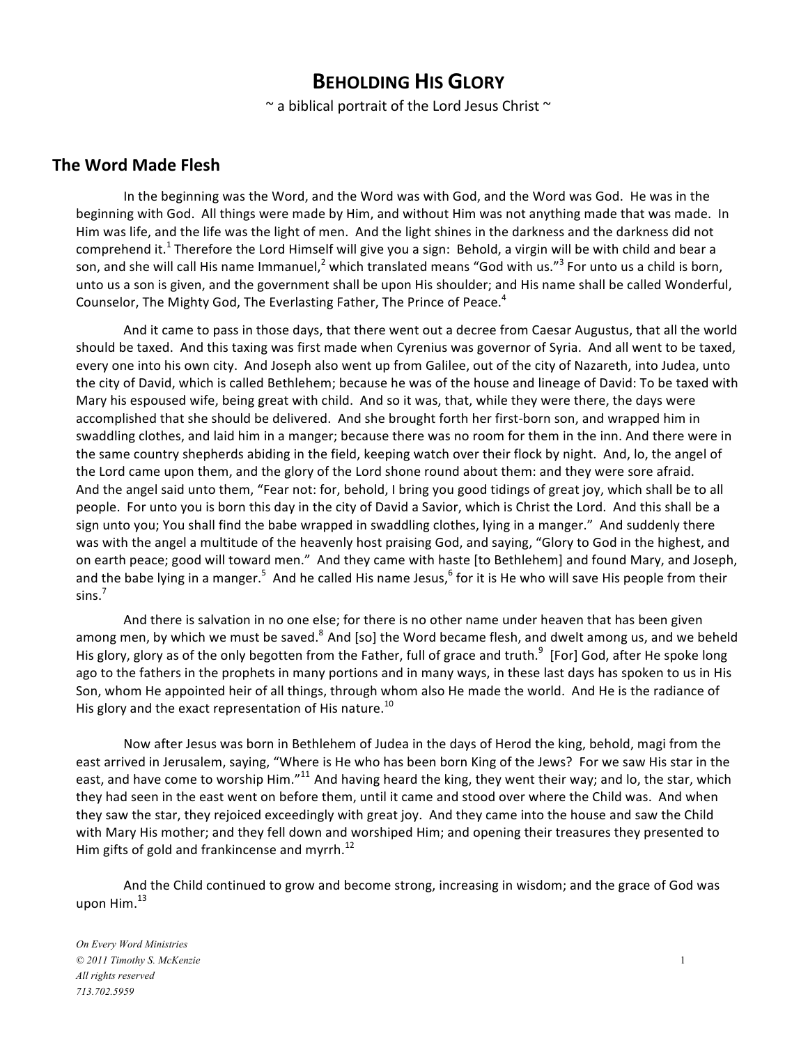# BEHOLDING HIS GLORY

~ a biblical portrait of the Lord Jesus Christ ~

## The Word Made Flesh

In the beginning was the Word, and the Word was with God, and the Word was God. He was in the beginning with God. All things were made by Him, and without Him was not anything made that was made. In Him was life, and the life was the light of men. And the light shines in the darkness and the darkness did not comprehend it.[1] Therefore the Lord Himself will give you a sign: Behold, a virgin will be with child and bear a son, and she will call His name Immanuel,[2] which translated means "God with us."[3] For unto us a child is born, unto us a son is given, and the government shall be upon His shoulder; and His name shall be called Wonderful, Counselor, The Mighty God, The Everlasting Father, The Prince of Peace.[4]

And it came to pass in those days, that there went out a decree from Caesar Augustus, that all the world should be taxed. And this taxing was first made when Cyrenius was governor of Syria. And all went to be taxed, every one into his own city. And Joseph also went up from Galilee, out of the city of Nazareth, into Judea, unto the city of David, which is called Bethlehem; because he was of the house and lineage of David: To be taxed with Mary his espoused wife, being great with child. And so it was, that, while they were there, the days were accomplished that she should be delivered. And she brought forth her first-born son, and wrapped him in swaddling clothes, and laid him in a manger; because there was no room for them in the inn. And there were in the same country shepherds abiding in the field, keeping watch over their flock by night. And, lo, the angel of the Lord came upon them, and the glory of the Lord shone round about them: and they were sore afraid. And the angel said unto them, "Fear not: for, behold, I bring you good tidings of great joy, which shall be to all people. For unto you is born this day in the city of David a Savior, which is Christ the Lord. And this shall be a sign unto you; You shall find the babe wrapped in swaddling clothes, lying in a manger." And suddenly there was with the angel a multitude of the heavenly host praising God, and saying, "Glory to God in the highest, and on earth peace; good will toward men." And they came with haste [to Bethlehem] and found Mary, and Joseph, and the babe lying in a manger.[5] And he called His name Jesus,[6] for it is He who will save His people from their sins.[7]

And there is salvation in no one else; for there is no other name under heaven that has been given among men, by which we must be saved.[8] And [so] the Word became flesh, and dwelt among us, and we beheld His glory, glory as of the only begotten from the Father, full of grace and truth.[9] [For] God, after He spoke long ago to the fathers in the prophets in many portions and in many ways, in these last days has spoken to us in His Son, whom He appointed heir of all things, through whom also He made the world. And He is the radiance of His glory and the exact representation of His nature.[10]

Now after Jesus was born in Bethlehem of Judea in the days of Herod the king, behold, magi from the east arrived in Jerusalem, saying, "Where is He who has been born King of the Jews? For we saw His star in the east, and have come to worship Him."[11] And having heard the king, they went their way; and lo, the star, which they had seen in the east went on before them, until it came and stood over where the Child was. And when they saw the star, they rejoiced exceedingly with great joy. And they came into the house and saw the Child with Mary His mother; and they fell down and worshiped Him; and opening their treasures they presented to Him gifts of gold and frankincense and myrrh.[12]

And the Child continued to grow and become strong, increasing in wisdom; and the grace of God was upon Him.[13]

*On Every Word Ministries*
*© 2011 Timothy S. McKenzie*
*All rights reserved*
*713.702.5959*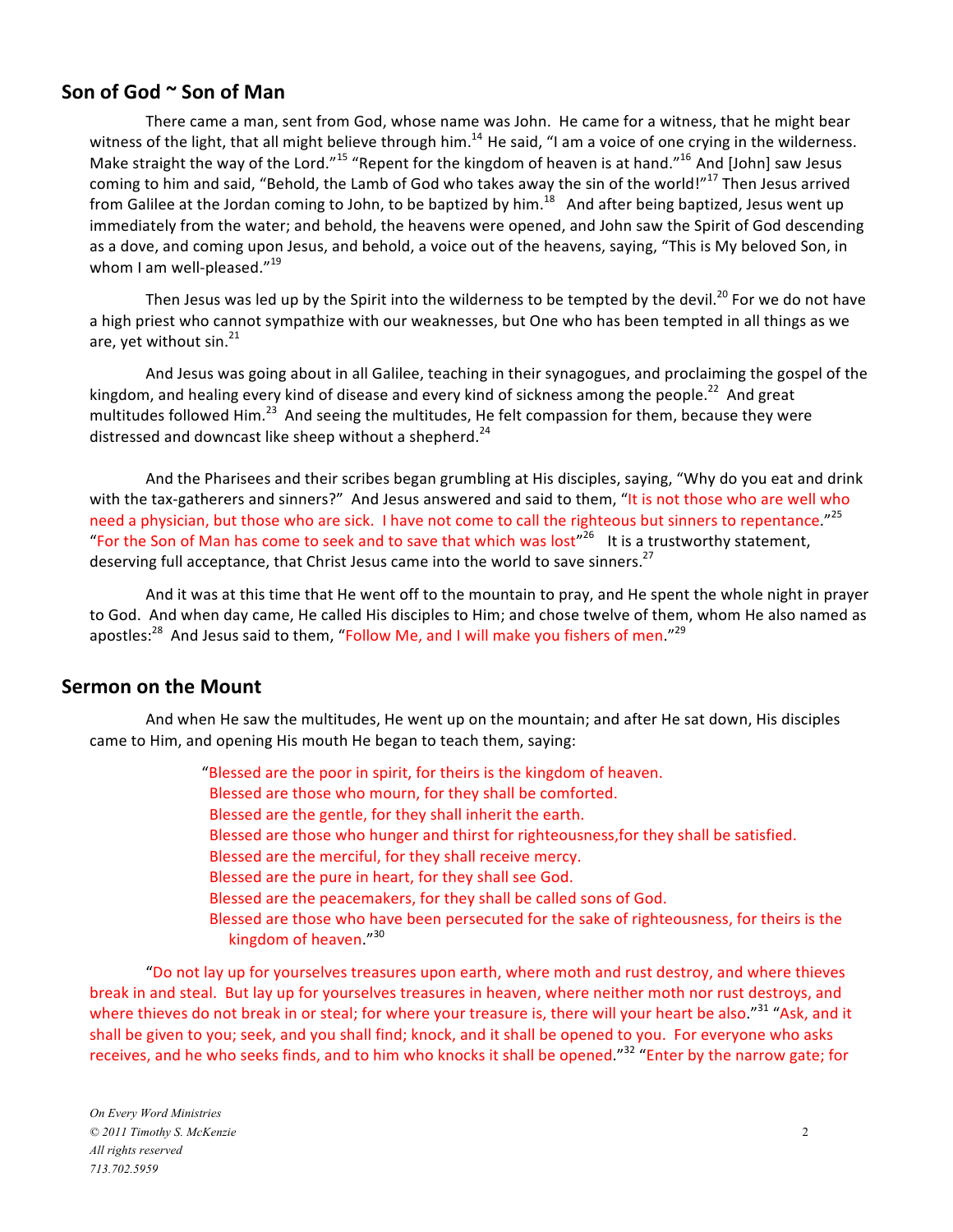## Son of God ~ Son of Man

There came a man, sent from God, whose name was John. He came for a witness, that he might bear witness of the light, that all might believe through him.[14] He said, "I am a voice of one crying in the wilderness. Make straight the way of the Lord."[15] "Repent for the kingdom of heaven is at hand."[16] And [John] saw Jesus coming to him and said, "Behold, the Lamb of God who takes away the sin of the world!"[17] Then Jesus arrived from Galilee at the Jordan coming to John, to be baptized by him.[18] And after being baptized, Jesus went up immediately from the water; and behold, the heavens were opened, and John saw the Spirit of God descending as a dove, and coming upon Jesus, and behold, a voice out of the heavens, saying, "This is My beloved Son, in whom I am well-pleased."[19]

Then Jesus was led up by the Spirit into the wilderness to be tempted by the devil.[20] For we do not have a high priest who cannot sympathize with our weaknesses, but One who has been tempted in all things as we are, yet without sin.[21]

And Jesus was going about in all Galilee, teaching in their synagogues, and proclaiming the gospel of the kingdom, and healing every kind of disease and every kind of sickness among the people.[22] And great multitudes followed Him.[23] And seeing the multitudes, He felt compassion for them, because they were distressed and downcast like sheep without a shepherd.[24]

And the Pharisees and their scribes began grumbling at His disciples, saying, "Why do you eat and drink with the tax-gatherers and sinners?" And Jesus answered and said to them, "It is not those who are well who need a physician, but those who are sick. I have not come to call the righteous but sinners to repentance."[25] "For the Son of Man has come to seek and to save that which was lost"[26] It is a trustworthy statement, deserving full acceptance, that Christ Jesus came into the world to save sinners.[27]

And it was at this time that He went off to the mountain to pray, and He spent the whole night in prayer to God. And when day came, He called His disciples to Him; and chose twelve of them, whom He also named as apostles:[28] And Jesus said to them, "Follow Me, and I will make you fishers of men."[29]

## Sermon on the Mount

And when He saw the multitudes, He went up on the mountain; and after He sat down, His disciples came to Him, and opening His mouth He began to teach them, saying:

"Blessed are the poor in spirit, for theirs is the kingdom of heaven.
Blessed are those who mourn, for they shall be comforted.
Blessed are the gentle, for they shall inherit the earth.
Blessed are those who hunger and thirst for righteousness,for they shall be satisfied.
Blessed are the merciful, for they shall receive mercy.
Blessed are the pure in heart, for they shall see God.
Blessed are the peacemakers, for they shall be called sons of God.
Blessed are those who have been persecuted for the sake of righteousness, for theirs is the kingdom of heaven."[30]

"Do not lay up for yourselves treasures upon earth, where moth and rust destroy, and where thieves break in and steal. But lay up for yourselves treasures in heaven, where neither moth nor rust destroys, and where thieves do not break in or steal; for where your treasure is, there will your heart be also."[31] "Ask, and it shall be given to you; seek, and you shall find; knock, and it shall be opened to you. For everyone who asks receives, and he who seeks finds, and to him who knocks it shall be opened."[32] "Enter by the narrow gate; for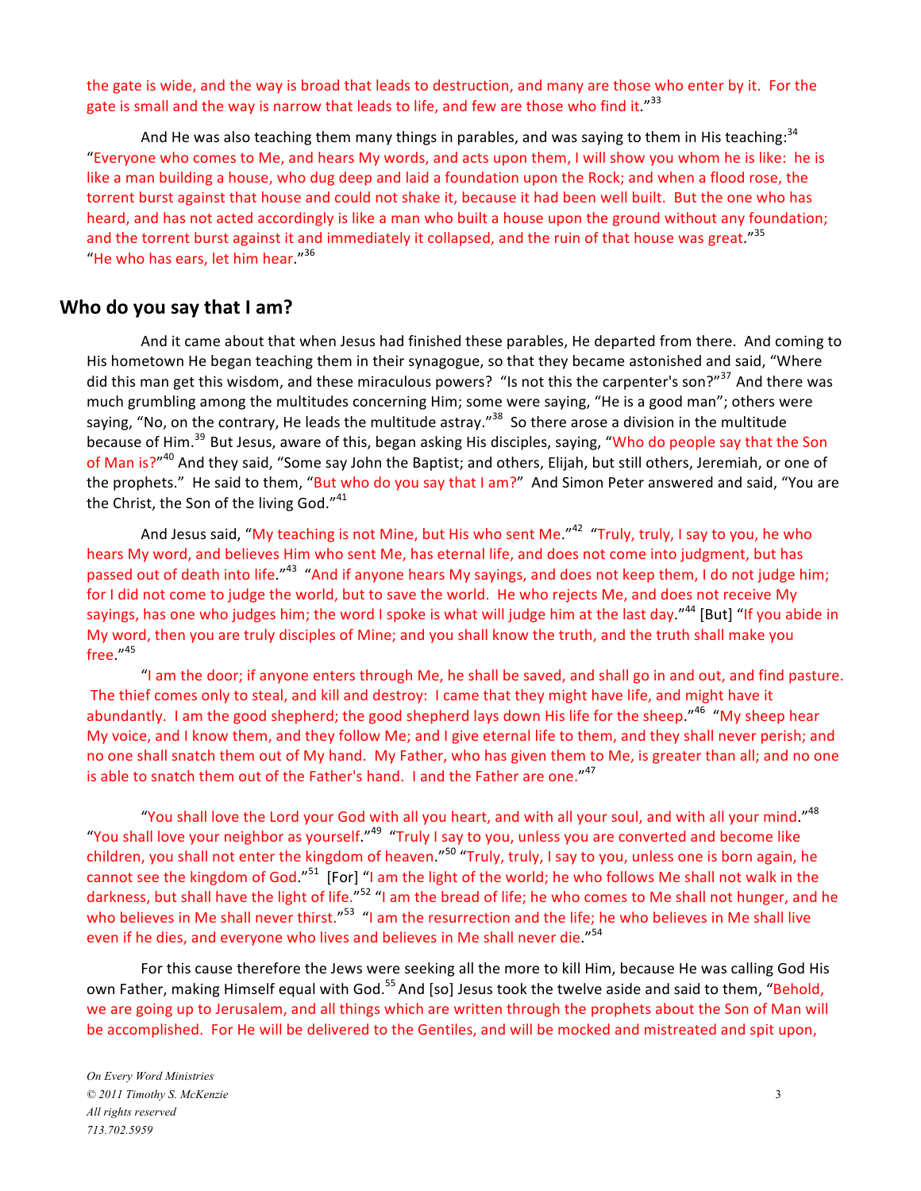the gate is wide, and the way is broad that leads to destruction, and many are those who enter by it. For the gate is small and the way is narrow that leads to life, and few are those who find it."[33]

And He was also teaching them many things in parables, and was saying to them in His teaching:[34] "Everyone who comes to Me, and hears My words, and acts upon them, I will show you whom he is like: he is like a man building a house, who dug deep and laid a foundation upon the Rock; and when a flood rose, the torrent burst against that house and could not shake it, because it had been well built. But the one who has heard, and has not acted accordingly is like a man who built a house upon the ground without any foundation; and the torrent burst against it and immediately it collapsed, and the ruin of that house was great."[35] "He who has ears, let him hear."[36]

## Who do you say that I am?

And it came about that when Jesus had finished these parables, He departed from there. And coming to His hometown He began teaching them in their synagogue, so that they became astonished and said, "Where did this man get this wisdom, and these miraculous powers? "Is not this the carpenter's son?"[37] And there was much grumbling among the multitudes concerning Him; some were saying, "He is a good man"; others were saying, "No, on the contrary, He leads the multitude astray."[38] So there arose a division in the multitude because of Him.[39] But Jesus, aware of this, began asking His disciples, saying, "Who do people say that the Son of Man is?"[40] And they said, "Some say John the Baptist; and others, Elijah, but still others, Jeremiah, or one of the prophets." He said to them, "But who do you say that I am?" And Simon Peter answered and said, "You are the Christ, the Son of the living God."[41]

And Jesus said, "My teaching is not Mine, but His who sent Me."[42] "Truly, truly, I say to you, he who hears My word, and believes Him who sent Me, has eternal life, and does not come into judgment, but has passed out of death into life."[43] "And if anyone hears My sayings, and does not keep them, I do not judge him; for I did not come to judge the world, but to save the world. He who rejects Me, and does not receive My sayings, has one who judges him; the word I spoke is what will judge him at the last day."[44] [But] "If you abide in My word, then you are truly disciples of Mine; and you shall know the truth, and the truth shall make you free."[45]

"I am the door; if anyone enters through Me, he shall be saved, and shall go in and out, and find pasture. The thief comes only to steal, and kill and destroy: I came that they might have life, and might have it abundantly. I am the good shepherd; the good shepherd lays down His life for the sheep."[46] "My sheep hear My voice, and I know them, and they follow Me; and I give eternal life to them, and they shall never perish; and no one shall snatch them out of My hand. My Father, who has given them to Me, is greater than all; and no one is able to snatch them out of the Father's hand. I and the Father are one."[47]

"You shall love the Lord your God with all you heart, and with all your soul, and with all your mind."[48] "You shall love your neighbor as yourself."[49] "Truly I say to you, unless you are converted and become like children, you shall not enter the kingdom of heaven."[50] "Truly, truly, I say to you, unless one is born again, he cannot see the kingdom of God."[51] [For] "I am the light of the world; he who follows Me shall not walk in the darkness, but shall have the light of life."[52] "I am the bread of life; he who comes to Me shall not hunger, and he who believes in Me shall never thirst."[53] "I am the resurrection and the life; he who believes in Me shall live even if he dies, and everyone who lives and believes in Me shall never die."[54]

For this cause therefore the Jews were seeking all the more to kill Him, because He was calling God His own Father, making Himself equal with God.[55] And [so] Jesus took the twelve aside and said to them, "Behold, we are going up to Jerusalem, and all things which are written through the prophets about the Son of Man will be accomplished. For He will be delivered to the Gentiles, and will be mocked and mistreated and spit upon,

*On Every Word Ministries*
*© 2011 Timothy S. McKenzie*
*All rights reserved*
*713.702.5959*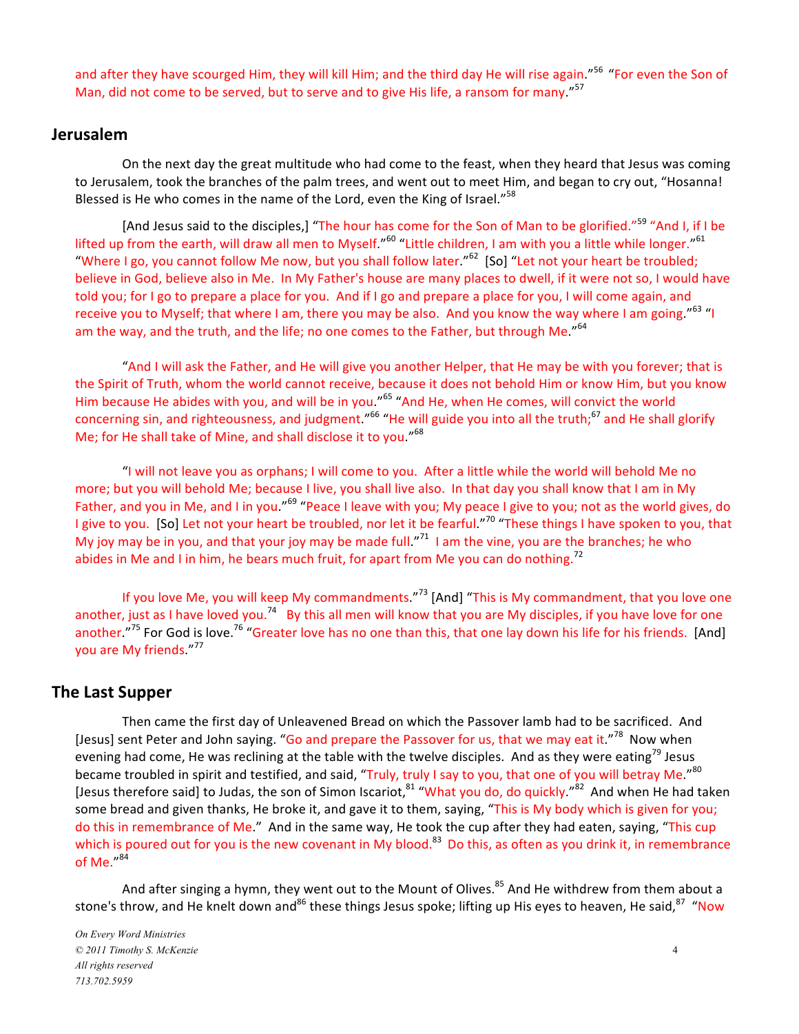and after they have scourged Him, they will kill Him; and the third day He will rise again."[56] "For even the Son of Man, did not come to be served, but to serve and to give His life, a ransom for many."[57]

## Jerusalem

On the next day the great multitude who had come to the feast, when they heard that Jesus was coming to Jerusalem, took the branches of the palm trees, and went out to meet Him, and began to cry out, "Hosanna! Blessed is He who comes in the name of the Lord, even the King of Israel."[58]

[And Jesus said to the disciples,] "The hour has come for the Son of Man to be glorified."[59] "And I, if I be lifted up from the earth, will draw all men to Myself."[60] "Little children, I am with you a little while longer."[61] "Where I go, you cannot follow Me now, but you shall follow later."[62] [So] "Let not your heart be troubled; believe in God, believe also in Me. In My Father's house are many places to dwell, if it were not so, I would have told you; for I go to prepare a place for you. And if I go and prepare a place for you, I will come again, and receive you to Myself; that where I am, there you may be also. And you know the way where I am going."[63] "I am the way, and the truth, and the life; no one comes to the Father, but through Me."[64]

"And I will ask the Father, and He will give you another Helper, that He may be with you forever; that is the Spirit of Truth, whom the world cannot receive, because it does not behold Him or know Him, but you know Him because He abides with you, and will be in you."[65] "And He, when He comes, will convict the world concerning sin, and righteousness, and judgment."[66] "He will guide you into all the truth;[67] and He shall glorify Me; for He shall take of Mine, and shall disclose it to you."[68]

"I will not leave you as orphans; I will come to you. After a little while the world will behold Me no more; but you will behold Me; because I live, you shall live also. In that day you shall know that I am in My Father, and you in Me, and I in you."[69] "Peace I leave with you; My peace I give to you; not as the world gives, do I give to you. [So] Let not your heart be troubled, nor let it be fearful."[70] "These things I have spoken to you, that My joy may be in you, and that your joy may be made full."[71] I am the vine, you are the branches; he who abides in Me and I in him, he bears much fruit, for apart from Me you can do nothing.[72]

If you love Me, you will keep My commandments."[73] [And] "This is My commandment, that you love one another, just as I have loved you.[74] By this all men will know that you are My disciples, if you have love for one another."[75] For God is love.[76] "Greater love has no one than this, that one lay down his life for his friends. [And] you are My friends."[77]

## The Last Supper

Then came the first day of Unleavened Bread on which the Passover lamb had to be sacrificed. And [Jesus] sent Peter and John saying. "Go and prepare the Passover for us, that we may eat it."[78] Now when evening had come, He was reclining at the table with the twelve disciples. And as they were eating[79] Jesus became troubled in spirit and testified, and said, "Truly, truly I say to you, that one of you will betray Me."[80] [Jesus therefore said] to Judas, the son of Simon Iscariot,[81] "What you do, do quickly."[82] And when He had taken some bread and given thanks, He broke it, and gave it to them, saying, "This is My body which is given for you; do this in remembrance of Me." And in the same way, He took the cup after they had eaten, saying, "This cup which is poured out for you is the new covenant in My blood.[83] Do this, as often as you drink it, in remembrance of Me."[84]

And after singing a hymn, they went out to the Mount of Olives.[85] And He withdrew from them about a stone's throw, and He knelt down and[86] these things Jesus spoke; lifting up His eyes to heaven, He said,[87] "Now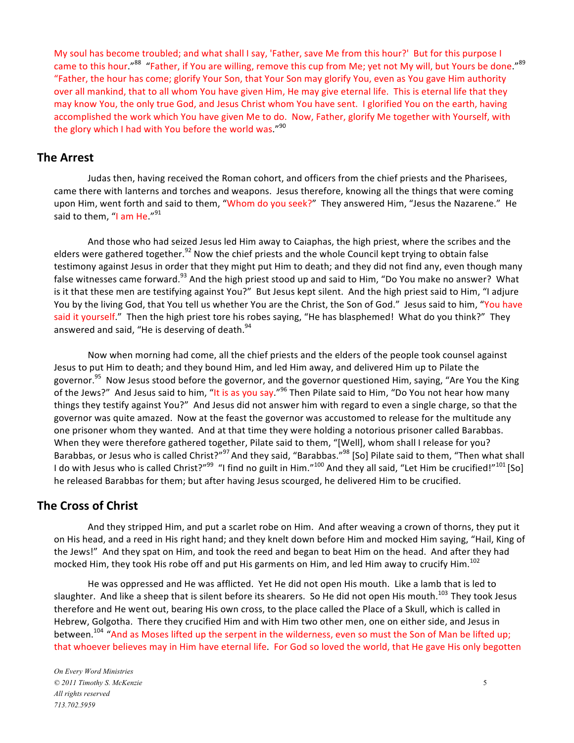My soul has become troubled; and what shall I say, 'Father, save Me from this hour?' But for this purpose I came to this hour."[88] "Father, if You are willing, remove this cup from Me; yet not My will, but Yours be done."[89] "Father, the hour has come; glorify Your Son, that Your Son may glorify You, even as You gave Him authority over all mankind, that to all whom You have given Him, He may give eternal life. This is eternal life that they may know You, the only true God, and Jesus Christ whom You have sent. I glorified You on the earth, having accomplished the work which You have given Me to do. Now, Father, glorify Me together with Yourself, with the glory which I had with You before the world was."[90]

## The Arrest

Judas then, having received the Roman cohort, and officers from the chief priests and the Pharisees, came there with lanterns and torches and weapons. Jesus therefore, knowing all the things that were coming upon Him, went forth and said to them, "Whom do you seek?" They answered Him, "Jesus the Nazarene." He said to them, "I am He."[91]

And those who had seized Jesus led Him away to Caiaphas, the high priest, where the scribes and the elders were gathered together.[92] Now the chief priests and the whole Council kept trying to obtain false testimony against Jesus in order that they might put Him to death; and they did not find any, even though many false witnesses came forward.[93] And the high priest stood up and said to Him, "Do You make no answer? What is it that these men are testifying against You?" But Jesus kept silent. And the high priest said to Him, "I adjure You by the living God, that You tell us whether You are the Christ, the Son of God." Jesus said to him, "You have said it yourself." Then the high priest tore his robes saying, "He has blasphemed! What do you think?" They answered and said, "He is deserving of death.[94]

Now when morning had come, all the chief priests and the elders of the people took counsel against Jesus to put Him to death; and they bound Him, and led Him away, and delivered Him up to Pilate the governor.[95] Now Jesus stood before the governor, and the governor questioned Him, saying, "Are You the King of the Jews?" And Jesus said to him, "It is as you say."[96] Then Pilate said to Him, "Do You not hear how many things they testify against You?" And Jesus did not answer him with regard to even a single charge, so that the governor was quite amazed. Now at the feast the governor was accustomed to release for the multitude any one prisoner whom they wanted. And at that time they were holding a notorious prisoner called Barabbas. When they were therefore gathered together, Pilate said to them, "[Well], whom shall I release for you? Barabbas, or Jesus who is called Christ?"[97] And they said, "Barabbas."[98] [So] Pilate said to them, "Then what shall I do with Jesus who is called Christ?"[99] "I find no guilt in Him."[100] And they all said, "Let Him be crucified!"[101] [So] he released Barabbas for them; but after having Jesus scourged, he delivered Him to be crucified.

## The Cross of Christ

And they stripped Him, and put a scarlet robe on Him. And after weaving a crown of thorns, they put it on His head, and a reed in His right hand; and they knelt down before Him and mocked Him saying, "Hail, King of the Jews!" And they spat on Him, and took the reed and began to beat Him on the head. And after they had mocked Him, they took His robe off and put His garments on Him, and led Him away to crucify Him.[102]

He was oppressed and He was afflicted. Yet He did not open His mouth. Like a lamb that is led to slaughter. And like a sheep that is silent before its shearers. So He did not open His mouth.[103] They took Jesus therefore and He went out, bearing His own cross, to the place called the Place of a Skull, which is called in Hebrew, Golgotha. There they crucified Him and with Him two other men, one on either side, and Jesus in between.[104] "And as Moses lifted up the serpent in the wilderness, even so must the Son of Man be lifted up; that whoever believes may in Him have eternal life. For God so loved the world, that He gave His only begotten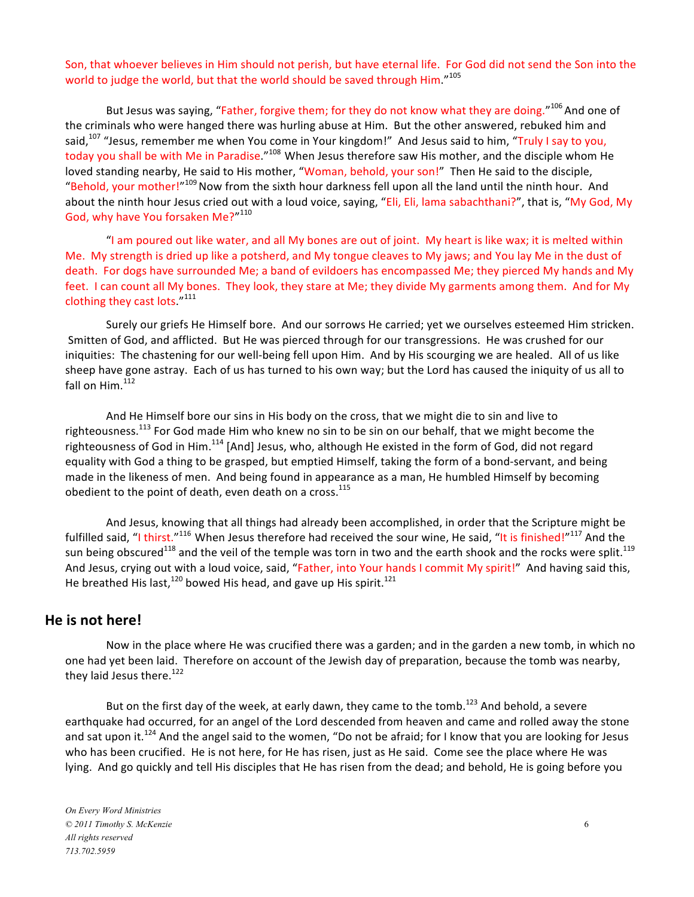Son, that whoever believes in Him should not perish, but have eternal life. For God did not send the Son into the world to judge the world, but that the world should be saved through Him."[105]

But Jesus was saying, "Father, forgive them; for they do not know what they are doing."[106] And one of the criminals who were hanged there was hurling abuse at Him. But the other answered, rebuked him and said,[107] "Jesus, remember me when You come in Your kingdom!" And Jesus said to him, "Truly I say to you, today you shall be with Me in Paradise."[108] When Jesus therefore saw His mother, and the disciple whom He loved standing nearby, He said to His mother, "Woman, behold, your son!" Then He said to the disciple, "Behold, your mother!"[109] Now from the sixth hour darkness fell upon all the land until the ninth hour. And about the ninth hour Jesus cried out with a loud voice, saying, "Eli, Eli, lama sabachthani?", that is, "My God, My God, why have You forsaken Me?"[110]

"I am poured out like water, and all My bones are out of joint. My heart is like wax; it is melted within Me. My strength is dried up like a potsherd, and My tongue cleaves to My jaws; and You lay Me in the dust of death. For dogs have surrounded Me; a band of evildoers has encompassed Me; they pierced My hands and My feet. I can count all My bones. They look, they stare at Me; they divide My garments among them. And for My clothing they cast lots."[111]

Surely our griefs He Himself bore. And our sorrows He carried; yet we ourselves esteemed Him stricken. Smitten of God, and afflicted. But He was pierced through for our transgressions. He was crushed for our iniquities: The chastening for our well-being fell upon Him. And by His scourging we are healed. All of us like sheep have gone astray. Each of us has turned to his own way; but the Lord has caused the iniquity of us all to fall on Him.[112]

And He Himself bore our sins in His body on the cross, that we might die to sin and live to righteousness.[113] For God made Him who knew no sin to be sin on our behalf, that we might become the righteousness of God in Him.[114] [And] Jesus, who, although He existed in the form of God, did not regard equality with God a thing to be grasped, but emptied Himself, taking the form of a bond-servant, and being made in the likeness of men. And being found in appearance as a man, He humbled Himself by becoming obedient to the point of death, even death on a cross.[115]

And Jesus, knowing that all things had already been accomplished, in order that the Scripture might be fulfilled said, "I thirst."[116] When Jesus therefore had received the sour wine, He said, "It is finished!"[117] And the sun being obscured[118] and the veil of the temple was torn in two and the earth shook and the rocks were split.[119] And Jesus, crying out with a loud voice, said, "Father, into Your hands I commit My spirit!" And having said this, He breathed His last,[120] bowed His head, and gave up His spirit.[121]

## He is not here!

Now in the place where He was crucified there was a garden; and in the garden a new tomb, in which no one had yet been laid. Therefore on account of the Jewish day of preparation, because the tomb was nearby, they laid Jesus there.[122]

But on the first day of the week, at early dawn, they came to the tomb.[123] And behold, a severe earthquake had occurred, for an angel of the Lord descended from heaven and came and rolled away the stone and sat upon it.[124] And the angel said to the women, "Do not be afraid; for I know that you are looking for Jesus who has been crucified. He is not here, for He has risen, just as He said. Come see the place where He was lying. And go quickly and tell His disciples that He has risen from the dead; and behold, He is going before you

*On Every Word Ministries*
*© 2011 Timothy S. McKenzie*
*All rights reserved*
*713.702.5959*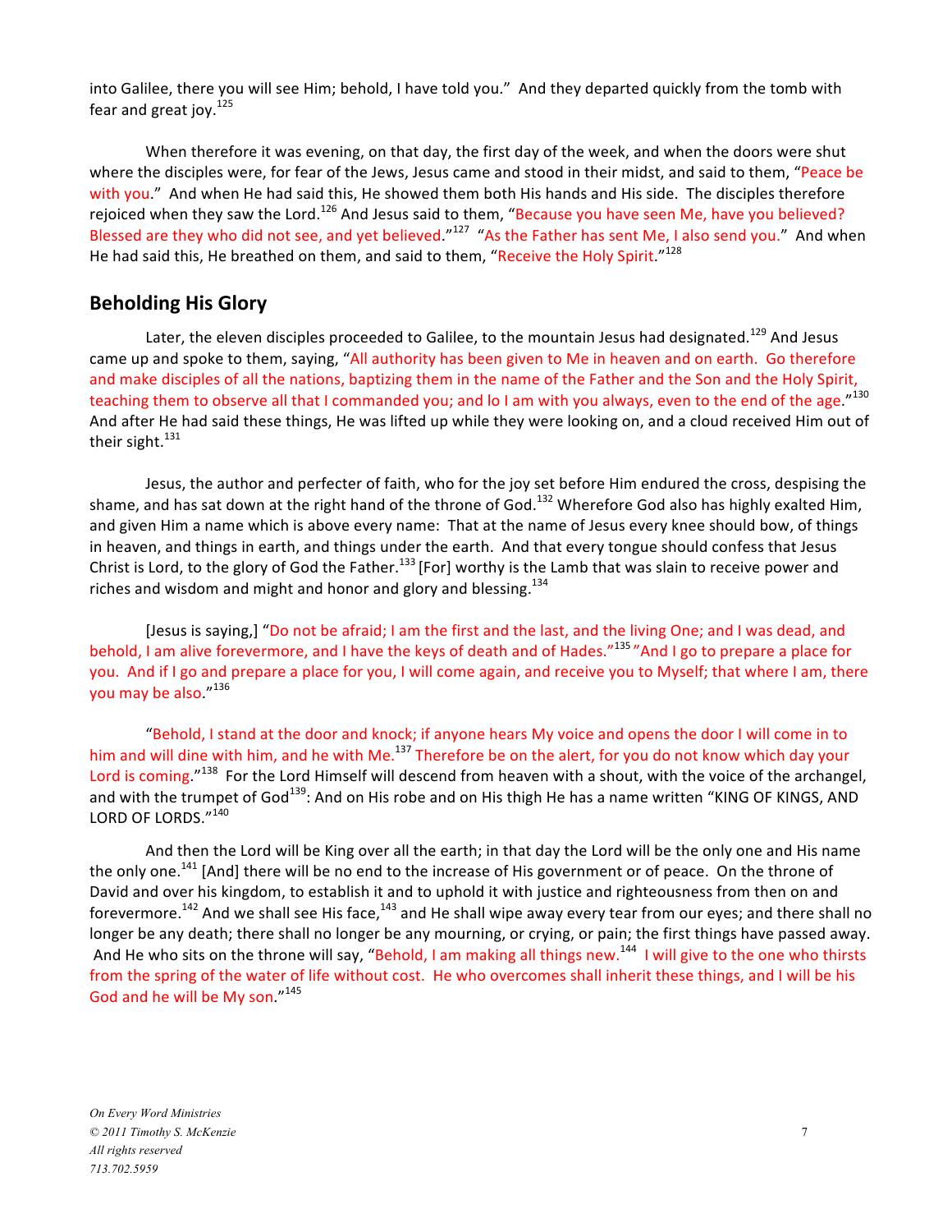into Galilee, there you will see Him; behold, I have told you." And they departed quickly from the tomb with fear and great joy.[125]

When therefore it was evening, on that day, the first day of the week, and when the doors were shut where the disciples were, for fear of the Jews, Jesus came and stood in their midst, and said to them, "Peace be with you." And when He had said this, He showed them both His hands and His side. The disciples therefore rejoiced when they saw the Lord.[126] And Jesus said to them, "Because you have seen Me, have you believed? Blessed are they who did not see, and yet believed."[127] "As the Father has sent Me, I also send you." And when He had said this, He breathed on them, and said to them, "Receive the Holy Spirit."[128]

## Beholding His Glory

Later, the eleven disciples proceeded to Galilee, to the mountain Jesus had designated.[129] And Jesus came up and spoke to them, saying, "All authority has been given to Me in heaven and on earth. Go therefore and make disciples of all the nations, baptizing them in the name of the Father and the Son and the Holy Spirit, teaching them to observe all that I commanded you; and lo I am with you always, even to the end of the age."[130] And after He had said these things, He was lifted up while they were looking on, and a cloud received Him out of their sight.[131]

Jesus, the author and perfecter of faith, who for the joy set before Him endured the cross, despising the shame, and has sat down at the right hand of the throne of God.[132] Wherefore God also has highly exalted Him, and given Him a name which is above every name: That at the name of Jesus every knee should bow, of things in heaven, and things in earth, and things under the earth. And that every tongue should confess that Jesus Christ is Lord, to the glory of God the Father.[133] [For] worthy is the Lamb that was slain to receive power and riches and wisdom and might and honor and glory and blessing.[134]

[Jesus is saying,] "Do not be afraid; I am the first and the last, and the living One; and I was dead, and behold, I am alive forevermore, and I have the keys of death and of Hades."[135] "And I go to prepare a place for you. And if I go and prepare a place for you, I will come again, and receive you to Myself; that where I am, there you may be also."[136]

"Behold, I stand at the door and knock; if anyone hears My voice and opens the door I will come in to him and will dine with him, and he with Me.[137] Therefore be on the alert, for you do not know which day your Lord is coming."[138] For the Lord Himself will descend from heaven with a shout, with the voice of the archangel, and with the trumpet of God[139]: And on His robe and on His thigh He has a name written "KING OF KINGS, AND LORD OF LORDS."[140]

And then the Lord will be King over all the earth; in that day the Lord will be the only one and His name the only one.[141] [And] there will be no end to the increase of His government or of peace. On the throne of David and over his kingdom, to establish it and to uphold it with justice and righteousness from then on and forevermore.[142] And we shall see His face,[143] and He shall wipe away every tear from our eyes; and there shall no longer be any death; there shall no longer be any mourning, or crying, or pain; the first things have passed away. And He who sits on the throne will say, "Behold, I am making all things new.[144] I will give to the one who thirsts from the spring of the water of life without cost. He who overcomes shall inherit these things, and I will be his God and he will be My son."[145]

*On Every Word Ministries*
*© 2011 Timothy S. McKenzie*
*All rights reserved*
*713.702.5959*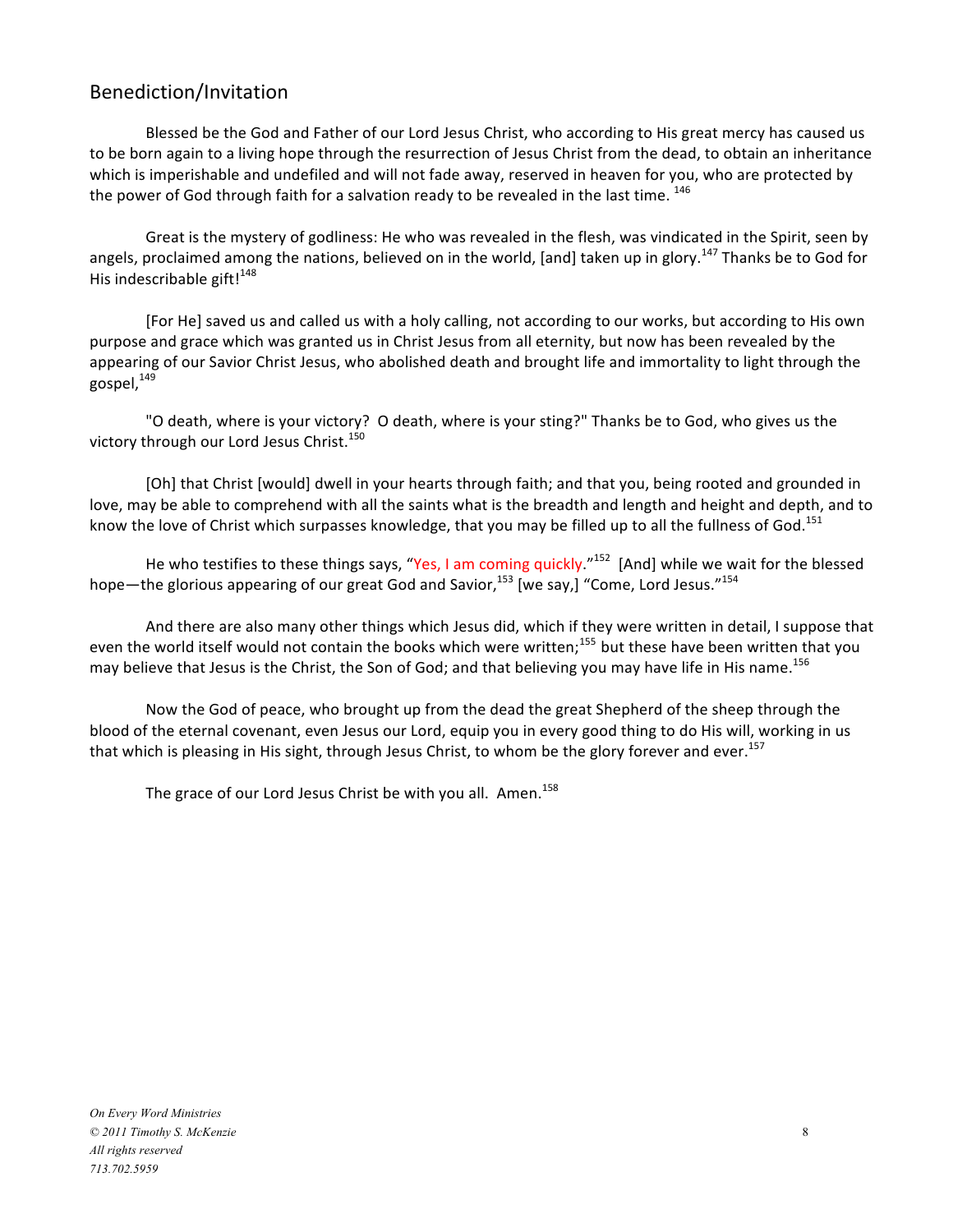## Benediction/Invitation

Blessed be the God and Father of our Lord Jesus Christ, who according to His great mercy has caused us to be born again to a living hope through the resurrection of Jesus Christ from the dead, to obtain an inheritance which is imperishable and undefiled and will not fade away, reserved in heaven for you, who are protected by the power of God through faith for a salvation ready to be revealed in the last time. [146]

Great is the mystery of godliness: He who was revealed in the flesh, was vindicated in the Spirit, seen by angels, proclaimed among the nations, believed on in the world, [and] taken up in glory.[147] Thanks be to God for His indescribable gift![148]

[For He] saved us and called us with a holy calling, not according to our works, but according to His own purpose and grace which was granted us in Christ Jesus from all eternity, but now has been revealed by the appearing of our Savior Christ Jesus, who abolished death and brought life and immortality to light through the gospel,[149]

"O death, where is your victory? O death, where is your sting?" Thanks be to God, who gives us the victory through our Lord Jesus Christ.[150]

[Oh] that Christ [would] dwell in your hearts through faith; and that you, being rooted and grounded in love, may be able to comprehend with all the saints what is the breadth and length and height and depth, and to know the love of Christ which surpasses knowledge, that you may be filled up to all the fullness of God.[151]

He who testifies to these things says, "Yes, I am coming quickly."[152] [And] while we wait for the blessed hope—the glorious appearing of our great God and Savior,[153] [we say,] "Come, Lord Jesus."[154]

And there are also many other things which Jesus did, which if they were written in detail, I suppose that even the world itself would not contain the books which were written;[155] but these have been written that you may believe that Jesus is the Christ, the Son of God; and that believing you may have life in His name.[156]

Now the God of peace, who brought up from the dead the great Shepherd of the sheep through the blood of the eternal covenant, even Jesus our Lord, equip you in every good thing to do His will, working in us that which is pleasing in His sight, through Jesus Christ, to whom be the glory forever and ever.[157]

The grace of our Lord Jesus Christ be with you all. Amen.[158]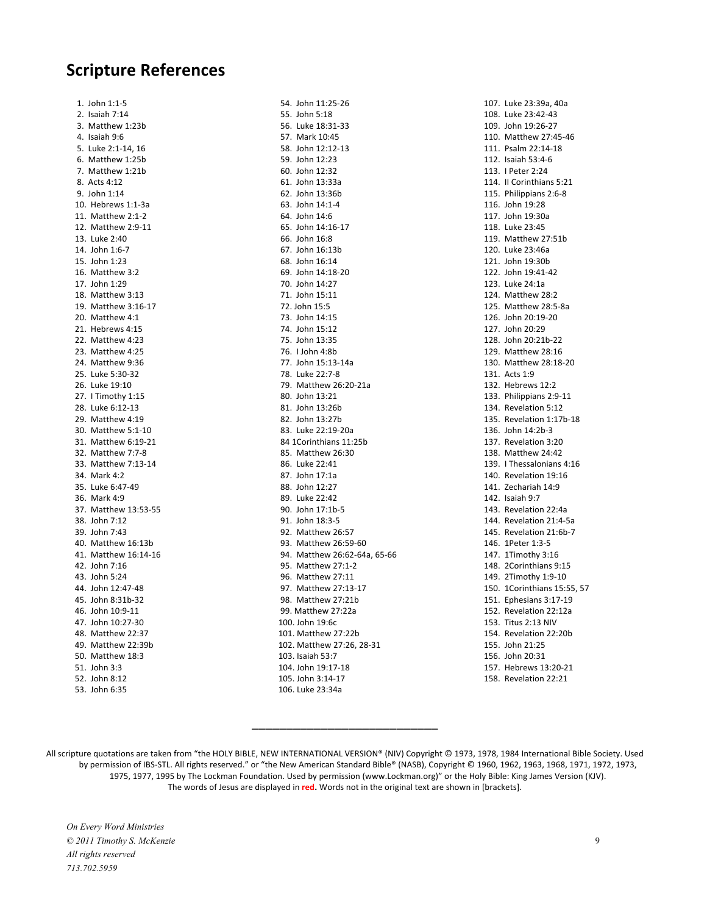# Scripture References

1. John 1:1-5
2. Isaiah 7:14
3. Matthew 1:23b
4. Isaiah 9:6
5. Luke 2:1-14, 16
6. Matthew 1:25b
7. Matthew 1:21b
8. Acts 4:12
9. John 1:14
10. Hebrews 1:1-3a
11. Matthew 2:1-2
12. Matthew 2:9-11
13. Luke 2:40
14. John 1:6-7
15. John 1:23
16. Matthew 3:2
17. John 1:29
18. Matthew 3:13
19. Matthew 3:16-17
20. Matthew 4:1
21. Hebrews 4:15
22. Matthew 4:23
23. Matthew 4:25
24. Matthew 9:36
25. Luke 5:30-32
26. Luke 19:10
27. I Timothy 1:15
28. Luke 6:12-13
29. Matthew 4:19
30. Matthew 5:1-10
31. Matthew 6:19-21
32. Matthew 7:7-8
33. Matthew 7:13-14
34. Mark 4:2
35. Luke 6:47-49
36. Mark 4:9
37. Matthew 13:53-55
38. John 7:12
39. John 7:43
40. Matthew 16:13b
41. Matthew 16:14-16
42. John 7:16
43. John 5:24
44. John 12:47-48
45. John 8:31b-32
46. John 10:9-11
47. John 10:27-30
48. Matthew 22:37
49. Matthew 22:39b
50. Matthew 18:3
51. John 3:3
52. John 8:12
53. John 6:35
54. John 11:25-26
55. John 5:18
56. Luke 18:31-33
57. Mark 10:45
58. John 12:12-13
59. John 12:23
60. John 12:32
61. John 13:33a
62. John 13:36b
63. John 14:1-4
64. John 14:6
65. John 14:16-17
66. John 16:8
67. John 16:13b
68. John 16:14
69. John 14:18-20
70. John 14:27
71. John 15:11
72. John 15:5
73. John 14:15
74. John 15:12
75. John 13:35
76. I John 4:8b
77. John 15:13-14a
78. Luke 22:7-8
79. Matthew 26:20-21a
80. John 13:21
81. John 13:26b
82. John 13:27b
83. Luke 22:19-20a
84. 1Corinthians 11:25b
85. Matthew 26:30
86. Luke 22:41
87. John 17:1a
88. John 12:27
89. Luke 22:42
90. John 17:1b-5
91. John 18:3-5
92. Matthew 26:57
93. Matthew 26:59-60
94. Matthew 26:62-64a, 65-66
95. Matthew 27:1-2
96. Matthew 27:11
97. Matthew 27:13-17
98. Matthew 27:21b
99. Matthew 27:22a
100. John 19:6c
101. Matthew 27:22b
102. Matthew 27:26, 28-31
103. Isaiah 53:7
104. John 19:17-18
105. John 3:14-17
106. Luke 23:34a
107. Luke 23:39a, 40a
108. Luke 23:42-43
109. John 19:26-27
110. Matthew 27:45-46
111. Psalm 22:14-18
112. Isaiah 53:4-6
113. I Peter 2:24
114. II Corinthians 5:21
115. Philippians 2:6-8
116. John 19:28
117. John 19:30a
118. Luke 23:45
119. Matthew 27:51b
120. Luke 23:46a
121. John 19:30b
122. John 19:41-42
123. Luke 24:1a
124. Matthew 28:2
125. Matthew 28:5-8a
126. John 20:19-20
127. John 20:29
128. John 20:21b-22
129. Matthew 28:16
130. Matthew 28:18-20
131. Acts 1:9
132. Hebrews 12:2
133. Philippians 2:9-11
134. Revelation 5:12
135. Revelation 1:17b-18
136. John 14:2b-3
137. Revelation 3:20
138. Matthew 24:42
139. I Thessalonians 4:16
140. Revelation 19:16
141. Zechariah 14:9
142. Isaiah 9:7
143. Revelation 22:4a
144. Revelation 21:4-5a
145. Revelation 21:6b-7
146. 1Peter 1:3-5
147. 1Timothy 3:16
148. 2Corinthians 9:15
149. 2Timothy 1:9-10
150. 1Corinthians 15:55, 57
151. Ephesians 3:17-19
152. Revelation 22:12a
153. Titus 2:13 NIV
154. Revelation 22:20b
155. John 21:25
156. John 20:31
157. Hebrews 13:20-21
158. Revelation 22:21

---

All scripture quotations are taken from "the HOLY BIBLE, NEW INTERNATIONAL VERSION® (NIV) Copyright © 1973, 1978, 1984 International Bible Society. Used by permission of IBS-STL. All rights reserved." or "the New American Standard Bible® (NASB), Copyright © 1960, 1962, 1963, 1968, 1971, 1972, 1973, 1975, 1977, 1995 by The Lockman Foundation. Used by permission (www.Lockman.org)" or the Holy Bible: King James Version (KJV). The words of Jesus are displayed in **red.** Words not in the original text are shown in [brackets].

*On Every Word Ministries*
*© 2011 Timothy S. McKenzie*
*All rights reserved*
*713.702.5959*